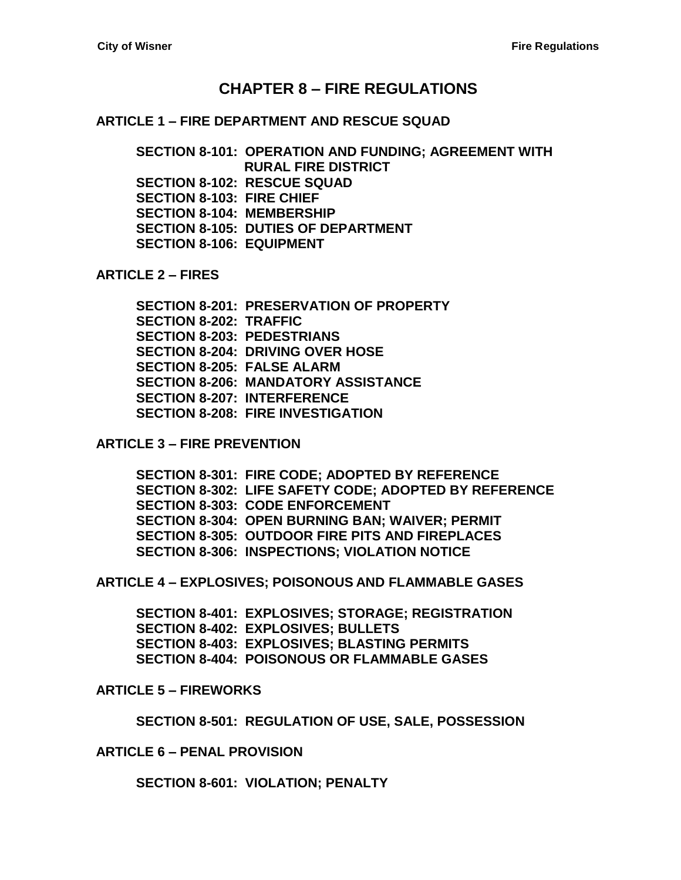# CHAPTER 8 – FIRE REGULATIONS

## ARTICLE 1 – FIRE DEPARTMENT AND RESCUE SQUAD

**SECTION 8-101: OPERATION AND FUNDING; AGREEMENT WITH RURAL FIRE DISTRICT**
**SECTION 8-102: RESCUE SQUAD**
**SECTION 8-103: FIRE CHIEF**
**SECTION 8-104: MEMBERSHIP**
**SECTION 8-105: DUTIES OF DEPARTMENT**
**SECTION 8-106: EQUIPMENT**

## ARTICLE 2 – FIRES

**SECTION 8-201: PRESERVATION OF PROPERTY**
**SECTION 8-202: TRAFFIC**
**SECTION 8-203: PEDESTRIANS**
**SECTION 8-204: DRIVING OVER HOSE**
**SECTION 8-205: FALSE ALARM**
**SECTION 8-206: MANDATORY ASSISTANCE**
**SECTION 8-207: INTERFERENCE**
**SECTION 8-208: FIRE INVESTIGATION**

## ARTICLE 3 – FIRE PREVENTION

**SECTION 8-301: FIRE CODE; ADOPTED BY REFERENCE**
**SECTION 8-302: LIFE SAFETY CODE; ADOPTED BY REFERENCE**
**SECTION 8-303: CODE ENFORCEMENT**
**SECTION 8-304: OPEN BURNING BAN; WAIVER; PERMIT**
**SECTION 8-305: OUTDOOR FIRE PITS AND FIREPLACES**
**SECTION 8-306: INSPECTIONS; VIOLATION NOTICE**

## ARTICLE 4 – EXPLOSIVES; POISONOUS AND FLAMMABLE GASES

**SECTION 8-401: EXPLOSIVES; STORAGE; REGISTRATION**
**SECTION 8-402: EXPLOSIVES; BULLETS**
**SECTION 8-403: EXPLOSIVES; BLASTING PERMITS**
**SECTION 8-404: POISONOUS OR FLAMMABLE GASES**

## ARTICLE 5 – FIREWORKS

**SECTION 8-501: REGULATION OF USE, SALE, POSSESSION**

## ARTICLE 6 – PENAL PROVISION

**SECTION 8-601: VIOLATION; PENALTY**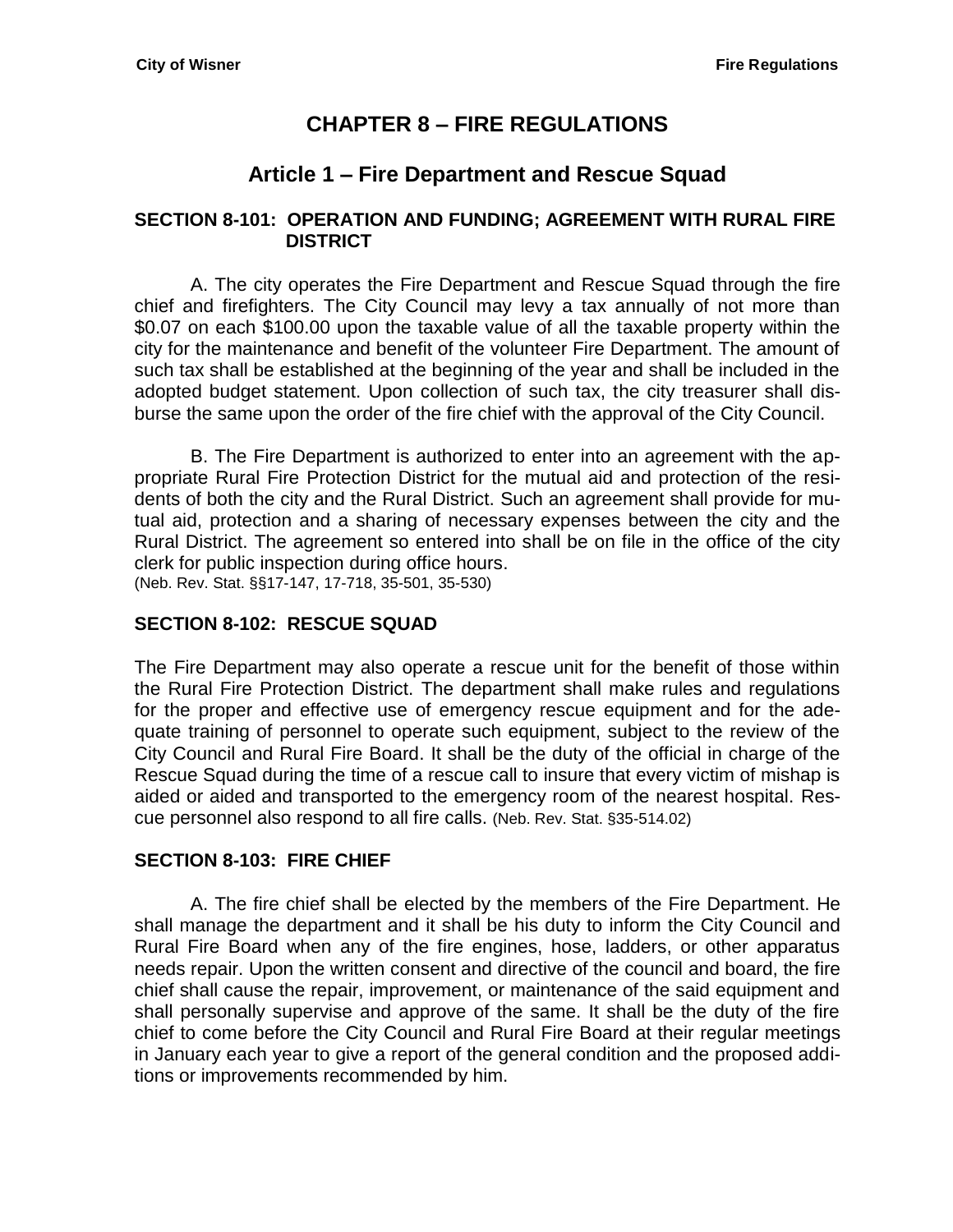# CHAPTER 8 – FIRE REGULATIONS

## Article 1 – Fire Department and Rescue Squad

### SECTION 8-101: OPERATION AND FUNDING; AGREEMENT WITH RURAL FIRE DISTRICT

A. The city operates the Fire Department and Rescue Squad through the fire chief and firefighters. The City Council may levy a tax annually of not more than $0.07 on each $100.00 upon the taxable value of all the taxable property within the city for the maintenance and benefit of the volunteer Fire Department. The amount of such tax shall be established at the beginning of the year and shall be included in the adopted budget statement. Upon collection of such tax, the city treasurer shall disburse the same upon the order of the fire chief with the approval of the City Council.

B. The Fire Department is authorized to enter into an agreement with the appropriate Rural Fire Protection District for the mutual aid and protection of the residents of both the city and the Rural District. Such an agreement shall provide for mutual aid, protection and a sharing of necessary expenses between the city and the Rural District. The agreement so entered into shall be on file in the office of the city clerk for public inspection during office hours.
(Neb. Rev. Stat. §§17-147, 17-718, 35-501, 35-530)

### SECTION 8-102: RESCUE SQUAD

The Fire Department may also operate a rescue unit for the benefit of those within the Rural Fire Protection District. The department shall make rules and regulations for the proper and effective use of emergency rescue equipment and for the adequate training of personnel to operate such equipment, subject to the review of the City Council and Rural Fire Board. It shall be the duty of the official in charge of the Rescue Squad during the time of a rescue call to insure that every victim of mishap is aided or aided and transported to the emergency room of the nearest hospital. Rescue personnel also respond to all fire calls. (Neb. Rev. Stat. §35-514.02)

### SECTION 8-103: FIRE CHIEF

A. The fire chief shall be elected by the members of the Fire Department. He shall manage the department and it shall be his duty to inform the City Council and Rural Fire Board when any of the fire engines, hose, ladders, or other apparatus needs repair. Upon the written consent and directive of the council and board, the fire chief shall cause the repair, improvement, or maintenance of the said equipment and shall personally supervise and approve of the same. It shall be the duty of the fire chief to come before the City Council and Rural Fire Board at their regular meetings in January each year to give a report of the general condition and the proposed additions or improvements recommended by him.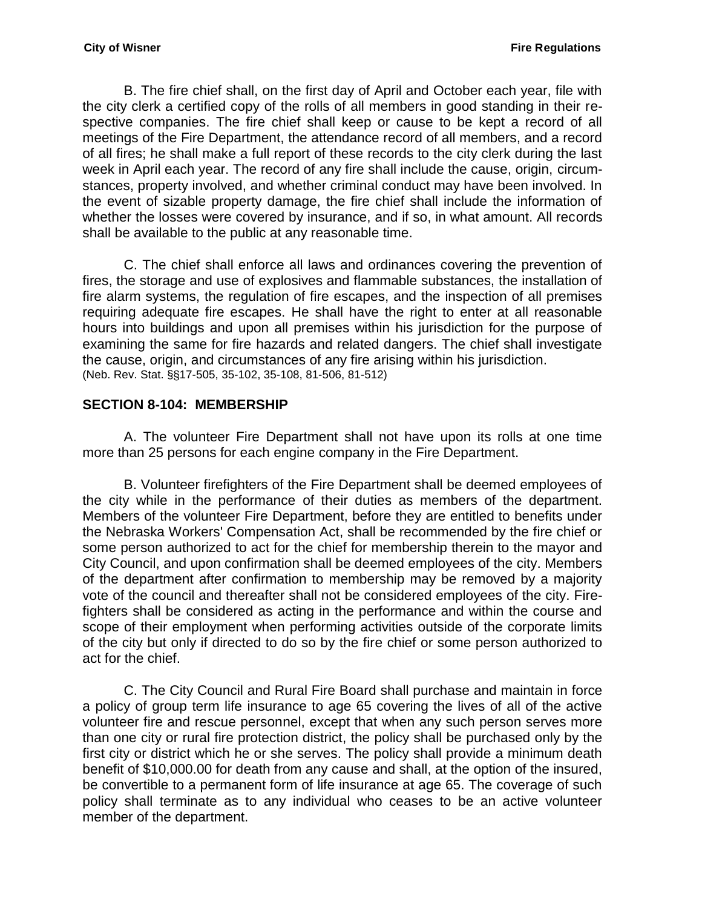B. The fire chief shall, on the first day of April and October each year, file with the city clerk a certified copy of the rolls of all members in good standing in their respective companies. The fire chief shall keep or cause to be kept a record of all meetings of the Fire Department, the attendance record of all members, and a record of all fires; he shall make a full report of these records to the city clerk during the last week in April each year. The record of any fire shall include the cause, origin, circumstances, property involved, and whether criminal conduct may have been involved. In the event of sizable property damage, the fire chief shall include the information of whether the losses were covered by insurance, and if so, in what amount. All records shall be available to the public at any reasonable time.

C. The chief shall enforce all laws and ordinances covering the prevention of fires, the storage and use of explosives and flammable substances, the installation of fire alarm systems, the regulation of fire escapes, and the inspection of all premises requiring adequate fire escapes. He shall have the right to enter at all reasonable hours into buildings and upon all premises within his jurisdiction for the purpose of examining the same for fire hazards and related dangers. The chief shall investigate the cause, origin, and circumstances of any fire arising within his jurisdiction.
(Neb. Rev. Stat. §§17-505, 35-102, 35-108, 81-506, 81-512)

## SECTION 8-104: MEMBERSHIP

A. The volunteer Fire Department shall not have upon its rolls at one time more than 25 persons for each engine company in the Fire Department.

B. Volunteer firefighters of the Fire Department shall be deemed employees of the city while in the performance of their duties as members of the department. Members of the volunteer Fire Department, before they are entitled to benefits under the Nebraska Workers' Compensation Act, shall be recommended by the fire chief or some person authorized to act for the chief for membership therein to the mayor and City Council, and upon confirmation shall be deemed employees of the city. Members of the department after confirmation to membership may be removed by a majority vote of the council and thereafter shall not be considered employees of the city. Firefighters shall be considered as acting in the performance and within the course and scope of their employment when performing activities outside of the corporate limits of the city but only if directed to do so by the fire chief or some person authorized to act for the chief.

C. The City Council and Rural Fire Board shall purchase and maintain in force a policy of group term life insurance to age 65 covering the lives of all of the active volunteer fire and rescue personnel, except that when any such person serves more than one city or rural fire protection district, the policy shall be purchased only by the first city or district which he or she serves. The policy shall provide a minimum death benefit of $10,000.00 for death from any cause and shall, at the option of the insured, be convertible to a permanent form of life insurance at age 65. The coverage of such policy shall terminate as to any individual who ceases to be an active volunteer member of the department.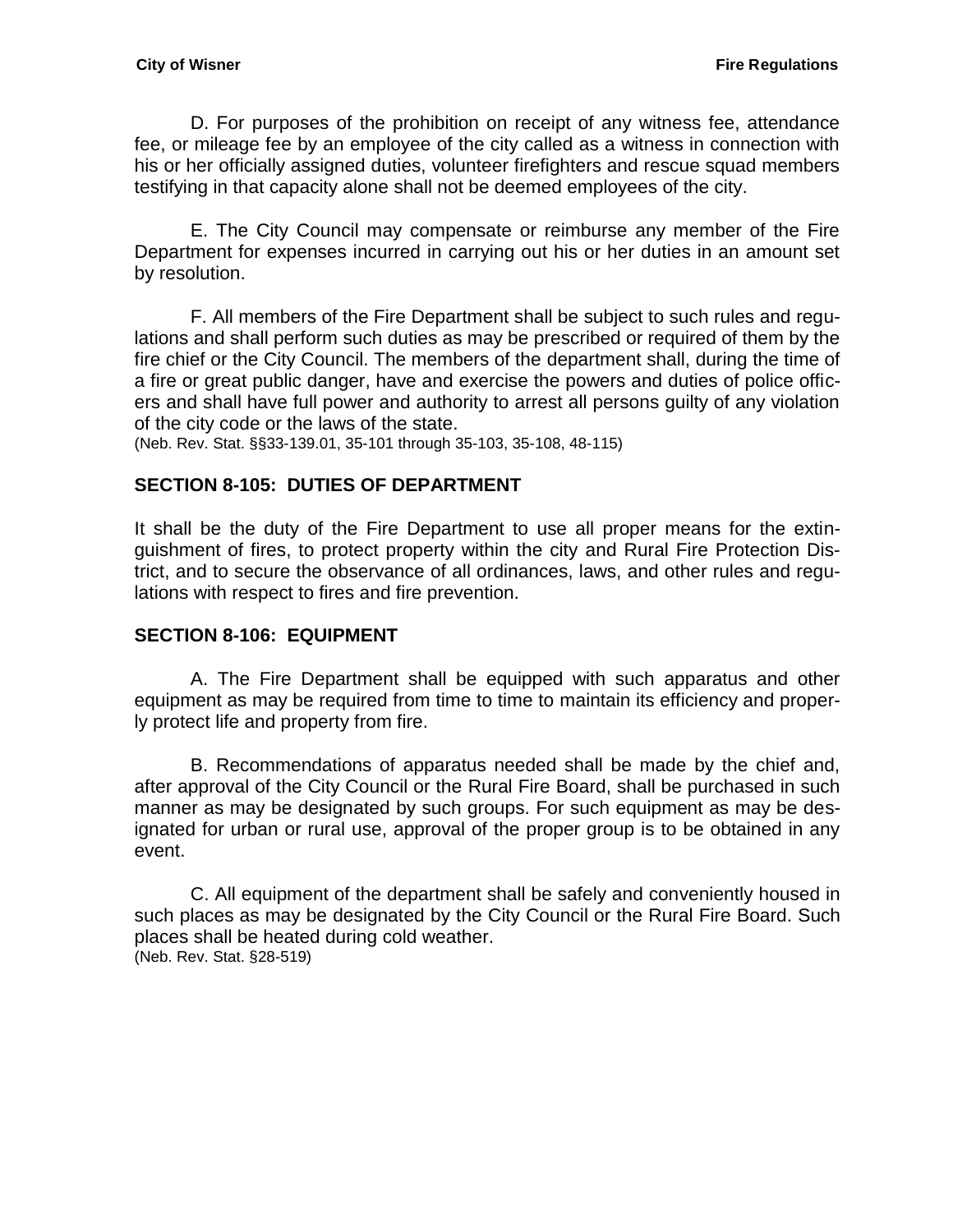D. For purposes of the prohibition on receipt of any witness fee, attendance fee, or mileage fee by an employee of the city called as a witness in connection with his or her officially assigned duties, volunteer firefighters and rescue squad members testifying in that capacity alone shall not be deemed employees of the city.

E. The City Council may compensate or reimburse any member of the Fire Department for expenses incurred in carrying out his or her duties in an amount set by resolution.

F. All members of the Fire Department shall be subject to such rules and regulations and shall perform such duties as may be prescribed or required of them by the fire chief or the City Council. The members of the department shall, during the time of a fire or great public danger, have and exercise the powers and duties of police officers and shall have full power and authority to arrest all persons guilty of any violation of the city code or the laws of the state.
(Neb. Rev. Stat. §§33-139.01, 35-101 through 35-103, 35-108, 48-115)

## SECTION 8-105: DUTIES OF DEPARTMENT

It shall be the duty of the Fire Department to use all proper means for the extinguishment of fires, to protect property within the city and Rural Fire Protection District, and to secure the observance of all ordinances, laws, and other rules and regulations with respect to fires and fire prevention.

## SECTION 8-106: EQUIPMENT

A. The Fire Department shall be equipped with such apparatus and other equipment as may be required from time to time to maintain its efficiency and properly protect life and property from fire.

B. Recommendations of apparatus needed shall be made by the chief and, after approval of the City Council or the Rural Fire Board, shall be purchased in such manner as may be designated by such groups. For such equipment as may be designated for urban or rural use, approval of the proper group is to be obtained in any event.

C. All equipment of the department shall be safely and conveniently housed in such places as may be designated by the City Council or the Rural Fire Board. Such places shall be heated during cold weather.
(Neb. Rev. Stat. §28-519)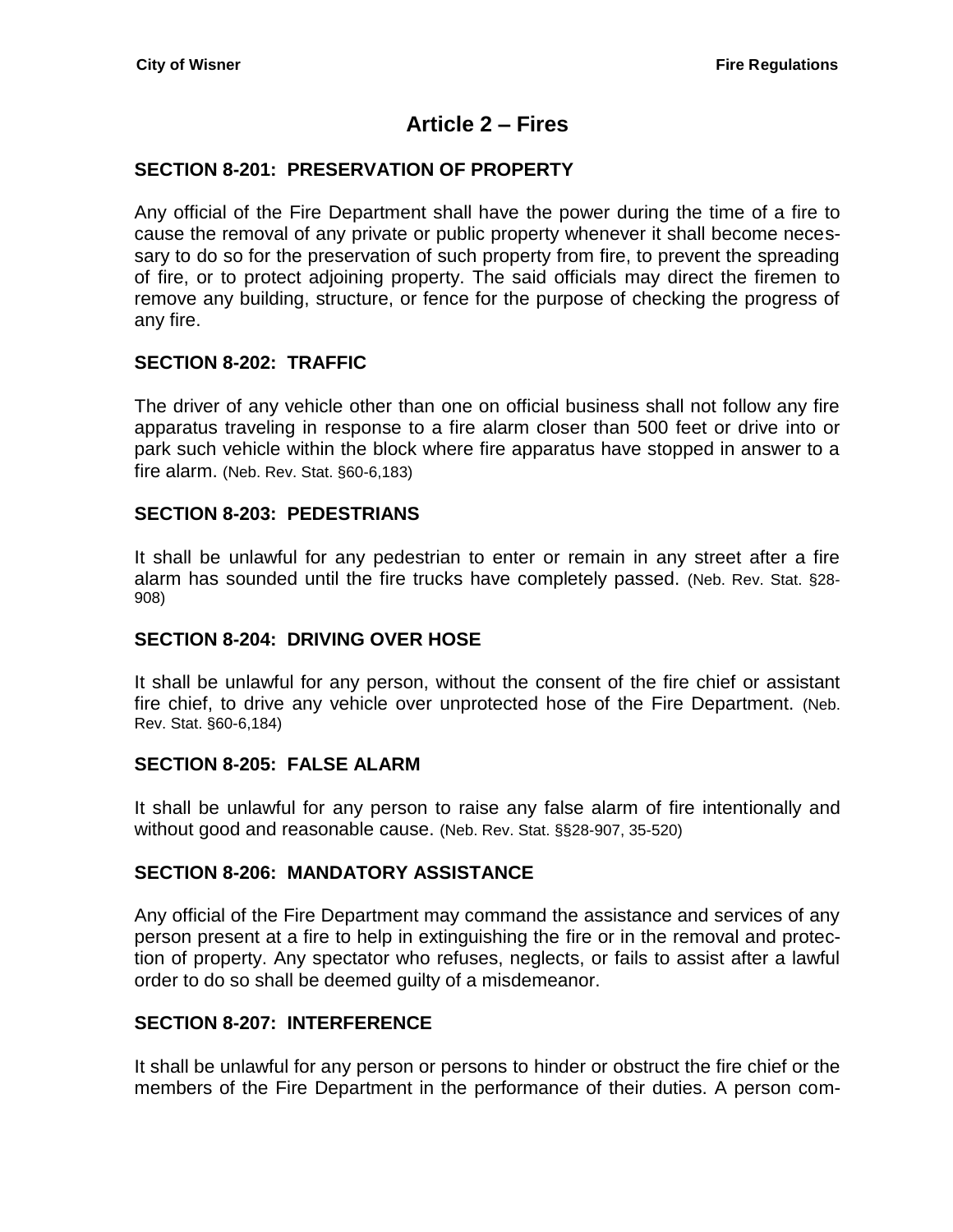# Article 2 – Fires

## SECTION 8-201: PRESERVATION OF PROPERTY

Any official of the Fire Department shall have the power during the time of a fire to cause the removal of any private or public property whenever it shall become necessary to do so for the preservation of such property from fire, to prevent the spreading of fire, or to protect adjoining property. The said officials may direct the firemen to remove any building, structure, or fence for the purpose of checking the progress of any fire.

## SECTION 8-202: TRAFFIC

The driver of any vehicle other than one on official business shall not follow any fire apparatus traveling in response to a fire alarm closer than 500 feet or drive into or park such vehicle within the block where fire apparatus have stopped in answer to a fire alarm. (Neb. Rev. Stat. §60-6,183)

## SECTION 8-203: PEDESTRIANS

It shall be unlawful for any pedestrian to enter or remain in any street after a fire alarm has sounded until the fire trucks have completely passed. (Neb. Rev. Stat. §28-908)

## SECTION 8-204: DRIVING OVER HOSE

It shall be unlawful for any person, without the consent of the fire chief or assistant fire chief, to drive any vehicle over unprotected hose of the Fire Department. (Neb. Rev. Stat. §60-6,184)

## SECTION 8-205: FALSE ALARM

It shall be unlawful for any person to raise any false alarm of fire intentionally and without good and reasonable cause. (Neb. Rev. Stat. §§28-907, 35-520)

## SECTION 8-206: MANDATORY ASSISTANCE

Any official of the Fire Department may command the assistance and services of any person present at a fire to help in extinguishing the fire or in the removal and protection of property. Any spectator who refuses, neglects, or fails to assist after a lawful order to do so shall be deemed guilty of a misdemeanor.

## SECTION 8-207: INTERFERENCE

It shall be unlawful for any person or persons to hinder or obstruct the fire chief or the members of the Fire Department in the performance of their duties. A person com-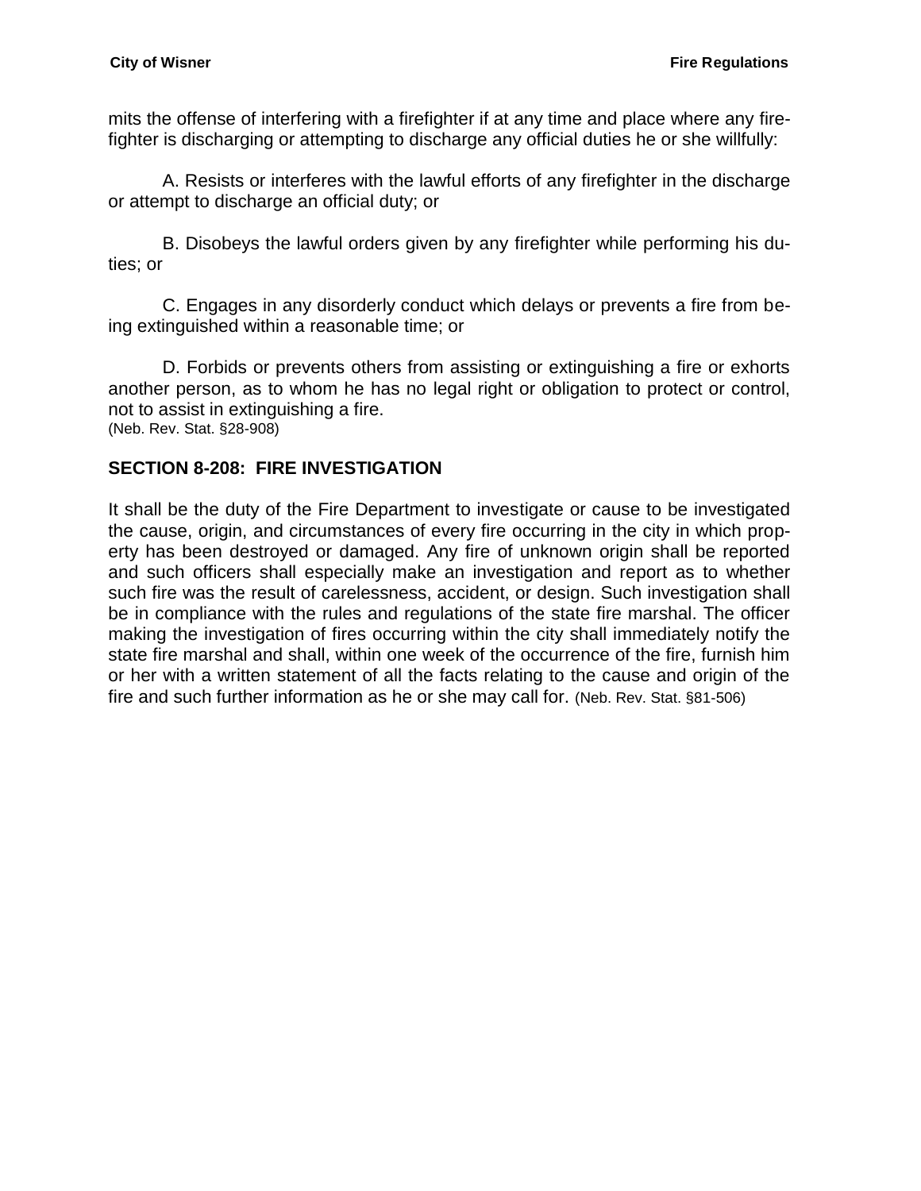mits the offense of interfering with a firefighter if at any time and place where any firefighter is discharging or attempting to discharge any official duties he or she willfully:

A. Resists or interferes with the lawful efforts of any firefighter in the discharge or attempt to discharge an official duty; or

B. Disobeys the lawful orders given by any firefighter while performing his duties; or

C. Engages in any disorderly conduct which delays or prevents a fire from being extinguished within a reasonable time; or

D. Forbids or prevents others from assisting or extinguishing a fire or exhorts another person, as to whom he has no legal right or obligation to protect or control, not to assist in extinguishing a fire.
(Neb. Rev. Stat. §28-908)

## SECTION 8-208: FIRE INVESTIGATION

It shall be the duty of the Fire Department to investigate or cause to be investigated the cause, origin, and circumstances of every fire occurring in the city in which property has been destroyed or damaged. Any fire of unknown origin shall be reported and such officers shall especially make an investigation and report as to whether such fire was the result of carelessness, accident, or design. Such investigation shall be in compliance with the rules and regulations of the state fire marshal. The officer making the investigation of fires occurring within the city shall immediately notify the state fire marshal and shall, within one week of the occurrence of the fire, furnish him or her with a written statement of all the facts relating to the cause and origin of the fire and such further information as he or she may call for. (Neb. Rev. Stat. §81-506)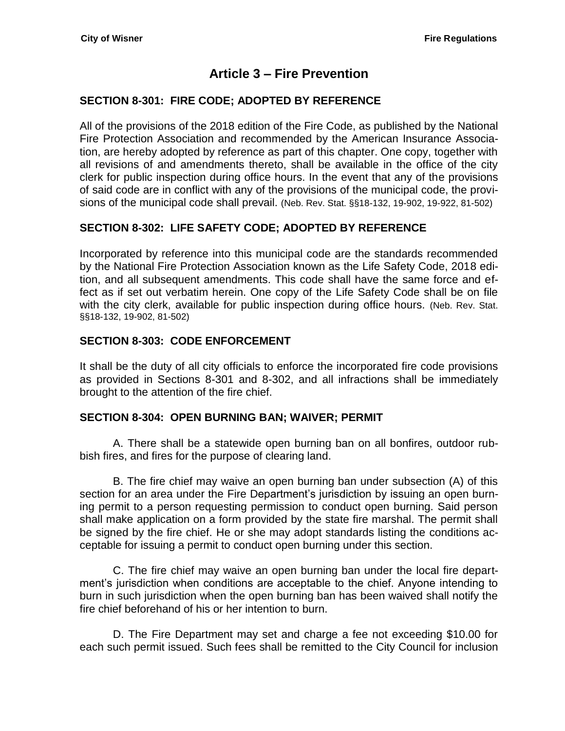# Article 3 – Fire Prevention

## SECTION 8-301: FIRE CODE; ADOPTED BY REFERENCE

All of the provisions of the 2018 edition of the Fire Code, as published by the National Fire Protection Association and recommended by the American Insurance Association, are hereby adopted by reference as part of this chapter. One copy, together with all revisions of and amendments thereto, shall be available in the office of the city clerk for public inspection during office hours. In the event that any of the provisions of said code are in conflict with any of the provisions of the municipal code, the provisions of the municipal code shall prevail. (Neb. Rev. Stat. §§18-132, 19-902, 19-922, 81-502)

## SECTION 8-302: LIFE SAFETY CODE; ADOPTED BY REFERENCE

Incorporated by reference into this municipal code are the standards recommended by the National Fire Protection Association known as the Life Safety Code, 2018 edition, and all subsequent amendments. This code shall have the same force and effect as if set out verbatim herein. One copy of the Life Safety Code shall be on file with the city clerk, available for public inspection during office hours. (Neb. Rev. Stat. §§18-132, 19-902, 81-502)

## SECTION 8-303: CODE ENFORCEMENT

It shall be the duty of all city officials to enforce the incorporated fire code provisions as provided in Sections 8-301 and 8-302, and all infractions shall be immediately brought to the attention of the fire chief.

## SECTION 8-304: OPEN BURNING BAN; WAIVER; PERMIT

A. There shall be a statewide open burning ban on all bonfires, outdoor rubbish fires, and fires for the purpose of clearing land.

B. The fire chief may waive an open burning ban under subsection (A) of this section for an area under the Fire Department's jurisdiction by issuing an open burning permit to a person requesting permission to conduct open burning. Said person shall make application on a form provided by the state fire marshal. The permit shall be signed by the fire chief. He or she may adopt standards listing the conditions acceptable for issuing a permit to conduct open burning under this section.

C. The fire chief may waive an open burning ban under the local fire department's jurisdiction when conditions are acceptable to the chief. Anyone intending to burn in such jurisdiction when the open burning ban has been waived shall notify the fire chief beforehand of his or her intention to burn.

D. The Fire Department may set and charge a fee not exceeding $10.00 for each such permit issued. Such fees shall be remitted to the City Council for inclusion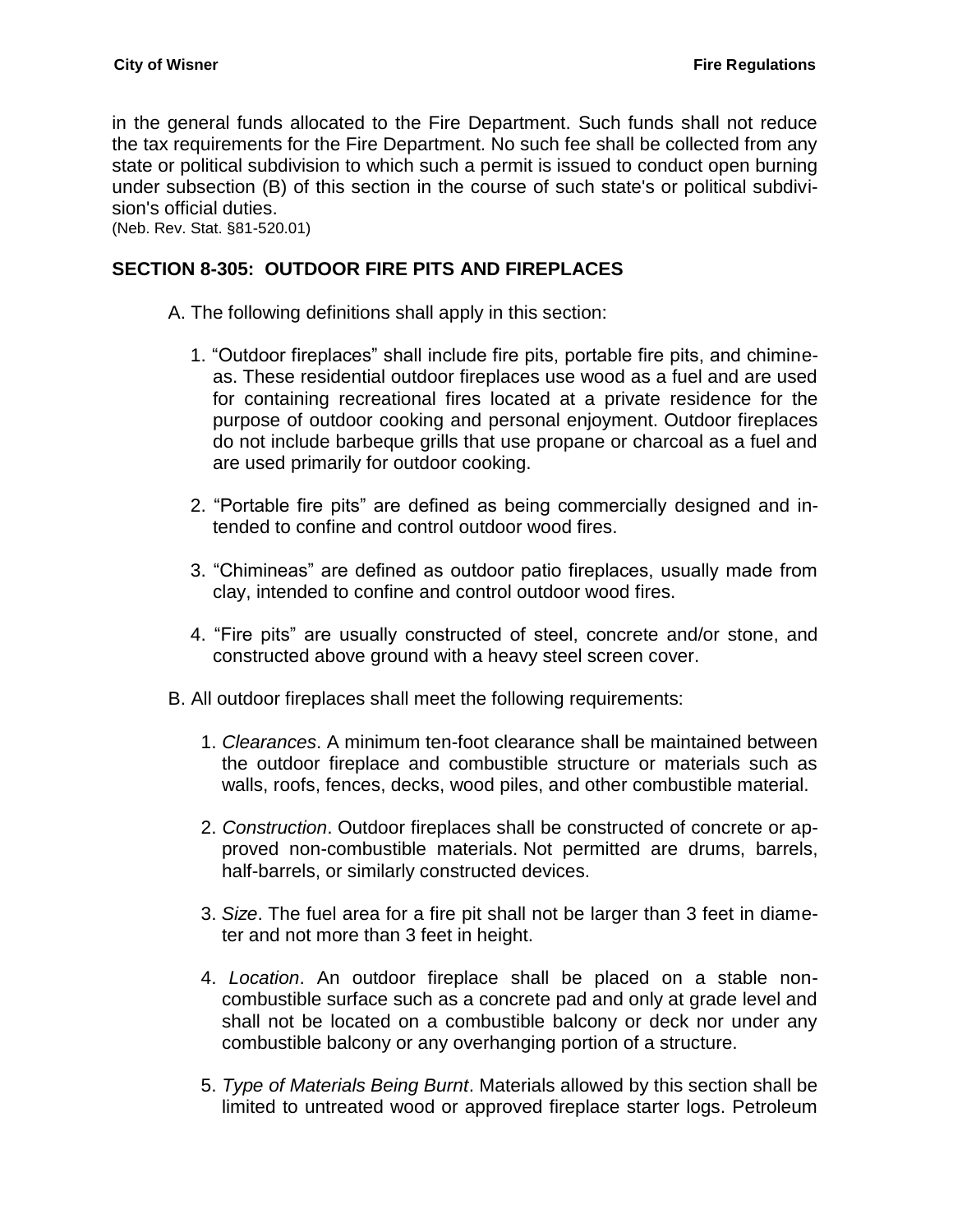in the general funds allocated to the Fire Department. Such funds shall not reduce the tax requirements for the Fire Department. No such fee shall be collected from any state or political subdivision to which such a permit is issued to conduct open burning under subsection (B) of this section in the course of such state's or political subdivision's official duties.
(Neb. Rev. Stat. §81-520.01)

## SECTION 8-305: OUTDOOR FIRE PITS AND FIREPLACES

A. The following definitions shall apply in this section:

1. "Outdoor fireplaces" shall include fire pits, portable fire pits, and chimineas. These residential outdoor fireplaces use wood as a fuel and are used for containing recreational fires located at a private residence for the purpose of outdoor cooking and personal enjoyment. Outdoor fireplaces do not include barbeque grills that use propane or charcoal as a fuel and are used primarily for outdoor cooking.

2. "Portable fire pits" are defined as being commercially designed and intended to confine and control outdoor wood fires.

3. "Chimineas" are defined as outdoor patio fireplaces, usually made from clay, intended to confine and control outdoor wood fires.

4. "Fire pits" are usually constructed of steel, concrete and/or stone, and constructed above ground with a heavy steel screen cover.

B. All outdoor fireplaces shall meet the following requirements:

1. *Clearances*. A minimum ten-foot clearance shall be maintained between the outdoor fireplace and combustible structure or materials such as walls, roofs, fences, decks, wood piles, and other combustible material.

2. *Construction*. Outdoor fireplaces shall be constructed of concrete or approved non-combustible materials. Not permitted are drums, barrels, half-barrels, or similarly constructed devices.

3. *Size*. The fuel area for a fire pit shall not be larger than 3 feet in diameter and not more than 3 feet in height.

4. *Location*. An outdoor fireplace shall be placed on a stable non-combustible surface such as a concrete pad and only at grade level and shall not be located on a combustible balcony or deck nor under any combustible balcony or any overhanging portion of a structure.

5. *Type of Materials Being Burnt*. Materials allowed by this section shall be limited to untreated wood or approved fireplace starter logs. Petroleum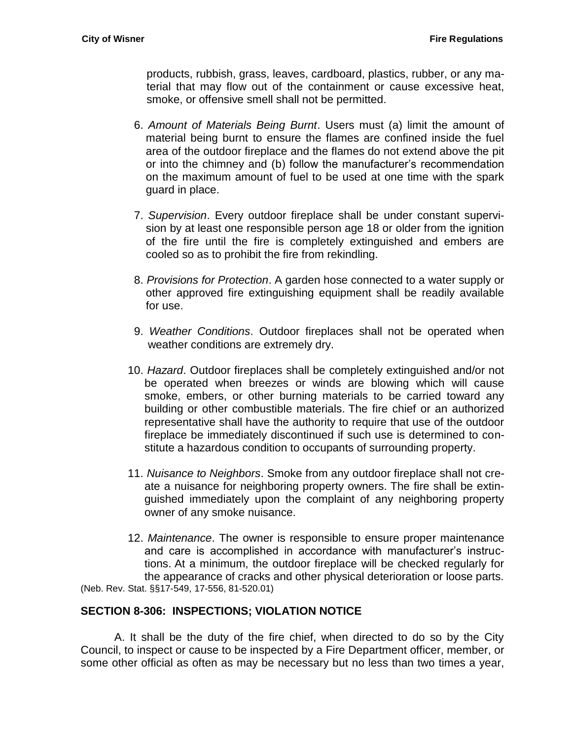products, rubbish, grass, leaves, cardboard, plastics, rubber, or any material that may flow out of the containment or cause excessive heat, smoke, or offensive smell shall not be permitted.

6. *Amount of Materials Being Burnt*. Users must (a) limit the amount of material being burnt to ensure the flames are confined inside the fuel area of the outdoor fireplace and the flames do not extend above the pit or into the chimney and (b) follow the manufacturer's recommendation on the maximum amount of fuel to be used at one time with the spark guard in place.

7. *Supervision*. Every outdoor fireplace shall be under constant supervision by at least one responsible person age 18 or older from the ignition of the fire until the fire is completely extinguished and embers are cooled so as to prohibit the fire from rekindling.

8. *Provisions for Protection*. A garden hose connected to a water supply or other approved fire extinguishing equipment shall be readily available for use.

9. *Weather Conditions*. Outdoor fireplaces shall not be operated when weather conditions are extremely dry.

10. *Hazard*. Outdoor fireplaces shall be completely extinguished and/or not be operated when breezes or winds are blowing which will cause smoke, embers, or other burning materials to be carried toward any building or other combustible materials. The fire chief or an authorized representative shall have the authority to require that use of the outdoor fireplace be immediately discontinued if such use is determined to constitute a hazardous condition to occupants of surrounding property.

11. *Nuisance to Neighbors*. Smoke from any outdoor fireplace shall not create a nuisance for neighboring property owners. The fire shall be extinguished immediately upon the complaint of any neighboring property owner of any smoke nuisance.

12. *Maintenance*. The owner is responsible to ensure proper maintenance and care is accomplished in accordance with manufacturer's instructions. At a minimum, the outdoor fireplace will be checked regularly for the appearance of cracks and other physical deterioration or loose parts.

(Neb. Rev. Stat. §§17-549, 17-556, 81-520.01)

## SECTION 8-306: INSPECTIONS; VIOLATION NOTICE

A. It shall be the duty of the fire chief, when directed to do so by the City Council, to inspect or cause to be inspected by a Fire Department officer, member, or some other official as often as may be necessary but no less than two times a year,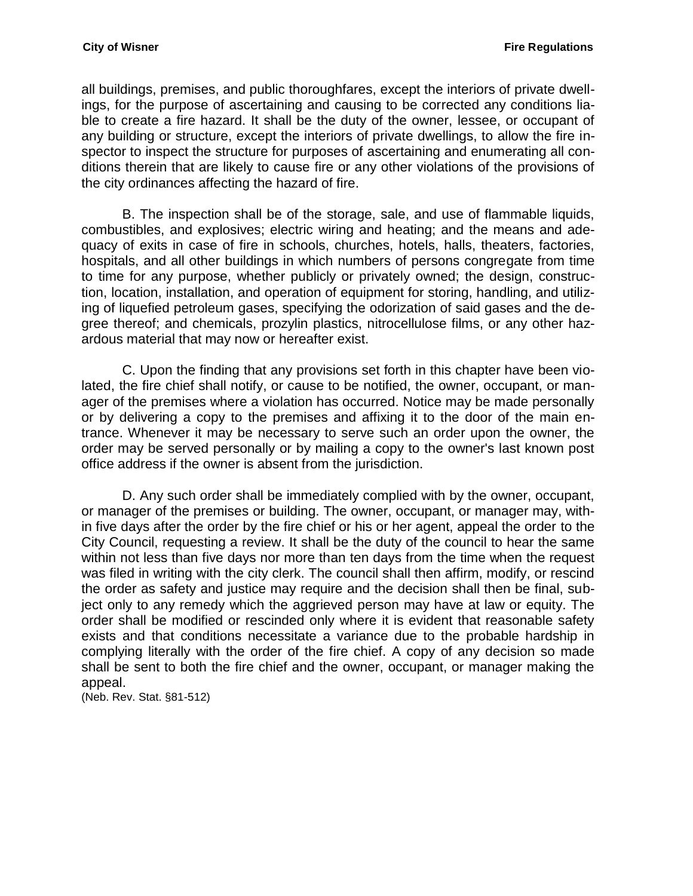all buildings, premises, and public thoroughfares, except the interiors of private dwellings, for the purpose of ascertaining and causing to be corrected any conditions liable to create a fire hazard. It shall be the duty of the owner, lessee, or occupant of any building or structure, except the interiors of private dwellings, to allow the fire inspector to inspect the structure for purposes of ascertaining and enumerating all conditions therein that are likely to cause fire or any other violations of the provisions of the city ordinances affecting the hazard of fire.

B. The inspection shall be of the storage, sale, and use of flammable liquids, combustibles, and explosives; electric wiring and heating; and the means and adequacy of exits in case of fire in schools, churches, hotels, halls, theaters, factories, hospitals, and all other buildings in which numbers of persons congregate from time to time for any purpose, whether publicly or privately owned; the design, construction, location, installation, and operation of equipment for storing, handling, and utilizing of liquefied petroleum gases, specifying the odorization of said gases and the degree thereof; and chemicals, prozylin plastics, nitrocellulose films, or any other hazardous material that may now or hereafter exist.

C. Upon the finding that any provisions set forth in this chapter have been violated, the fire chief shall notify, or cause to be notified, the owner, occupant, or manager of the premises where a violation has occurred. Notice may be made personally or by delivering a copy to the premises and affixing it to the door of the main entrance. Whenever it may be necessary to serve such an order upon the owner, the order may be served personally or by mailing a copy to the owner's last known post office address if the owner is absent from the jurisdiction.

D. Any such order shall be immediately complied with by the owner, occupant, or manager of the premises or building. The owner, occupant, or manager may, within five days after the order by the fire chief or his or her agent, appeal the order to the City Council, requesting a review. It shall be the duty of the council to hear the same within not less than five days nor more than ten days from the time when the request was filed in writing with the city clerk. The council shall then affirm, modify, or rescind the order as safety and justice may require and the decision shall then be final, subject only to any remedy which the aggrieved person may have at law or equity. The order shall be modified or rescinded only where it is evident that reasonable safety exists and that conditions necessitate a variance due to the probable hardship in complying literally with the order of the fire chief. A copy of any decision so made shall be sent to both the fire chief and the owner, occupant, or manager making the appeal.
(Neb. Rev. Stat. §81-512)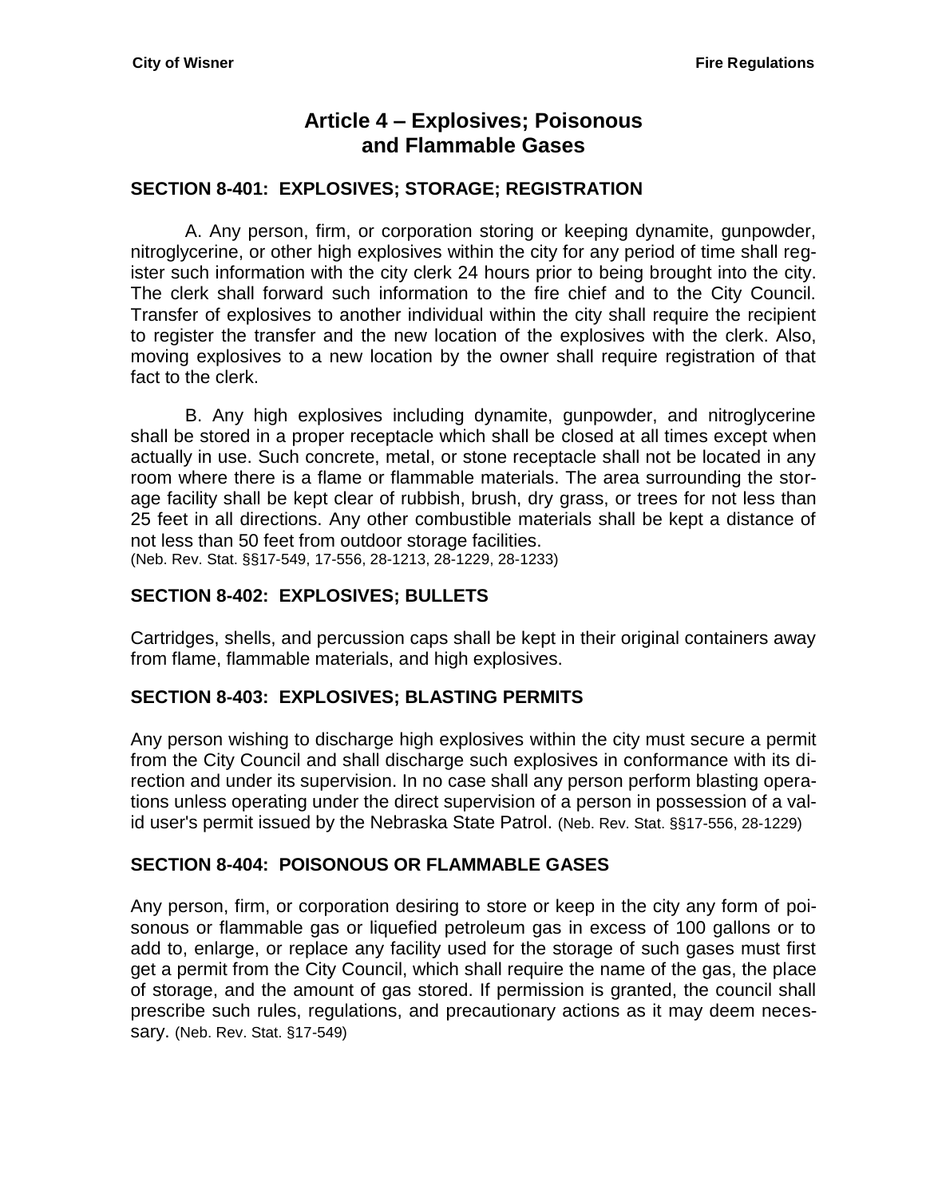# Article 4 – Explosives; Poisonous and Flammable Gases

## SECTION 8-401: EXPLOSIVES; STORAGE; REGISTRATION

A. Any person, firm, or corporation storing or keeping dynamite, gunpowder, nitroglycerine, or other high explosives within the city for any period of time shall register such information with the city clerk 24 hours prior to being brought into the city. The clerk shall forward such information to the fire chief and to the City Council. Transfer of explosives to another individual within the city shall require the recipient to register the transfer and the new location of the explosives with the clerk. Also, moving explosives to a new location by the owner shall require registration of that fact to the clerk.

B. Any high explosives including dynamite, gunpowder, and nitroglycerine shall be stored in a proper receptacle which shall be closed at all times except when actually in use. Such concrete, metal, or stone receptacle shall not be located in any room where there is a flame or flammable materials. The area surrounding the storage facility shall be kept clear of rubbish, brush, dry grass, or trees for not less than 25 feet in all directions. Any other combustible materials shall be kept a distance of not less than 50 feet from outdoor storage facilities.
(Neb. Rev. Stat. §§17-549, 17-556, 28-1213, 28-1229, 28-1233)

## SECTION 8-402: EXPLOSIVES; BULLETS

Cartridges, shells, and percussion caps shall be kept in their original containers away from flame, flammable materials, and high explosives.

## SECTION 8-403: EXPLOSIVES; BLASTING PERMITS

Any person wishing to discharge high explosives within the city must secure a permit from the City Council and shall discharge such explosives in conformance with its direction and under its supervision. In no case shall any person perform blasting operations unless operating under the direct supervision of a person in possession of a valid user's permit issued by the Nebraska State Patrol. (Neb. Rev. Stat. §§17-556, 28-1229)

## SECTION 8-404: POISONOUS OR FLAMMABLE GASES

Any person, firm, or corporation desiring to store or keep in the city any form of poisonous or flammable gas or liquefied petroleum gas in excess of 100 gallons or to add to, enlarge, or replace any facility used for the storage of such gases must first get a permit from the City Council, which shall require the name of the gas, the place of storage, and the amount of gas stored. If permission is granted, the council shall prescribe such rules, regulations, and precautionary actions as it may deem necessary. (Neb. Rev. Stat. §17-549)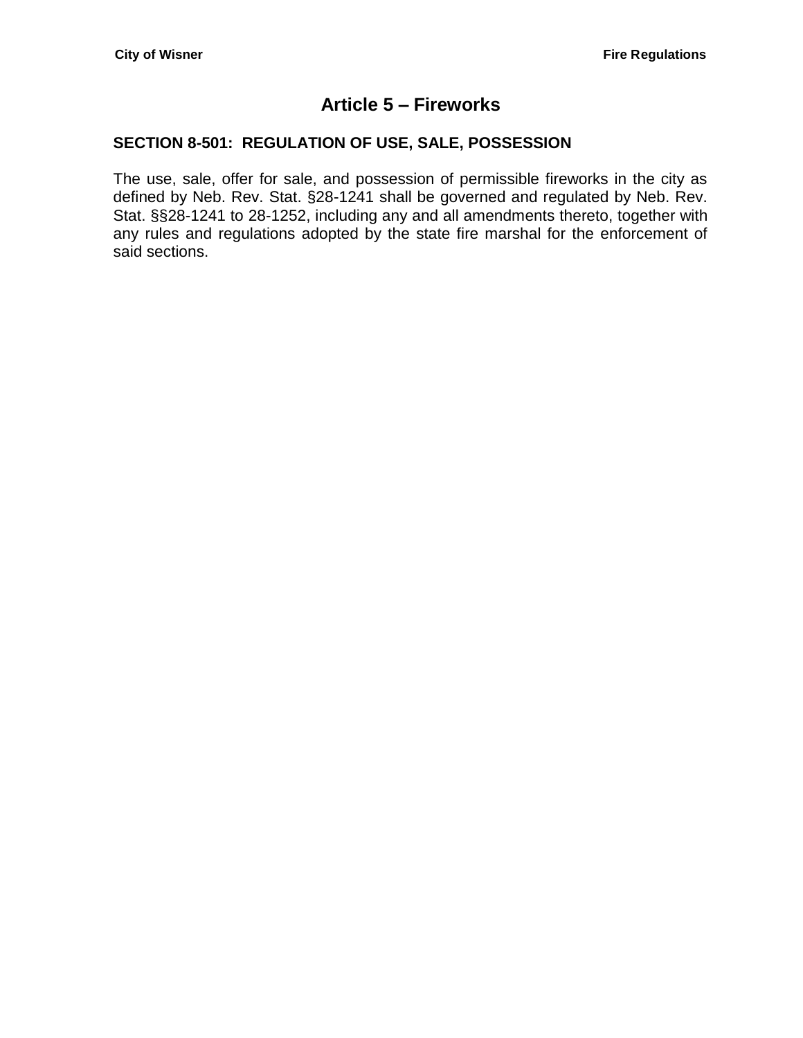# Article 5 – Fireworks

## SECTION 8-501: REGULATION OF USE, SALE, POSSESSION

The use, sale, offer for sale, and possession of permissible fireworks in the city as defined by Neb. Rev. Stat. §28-1241 shall be governed and regulated by Neb. Rev. Stat. §§28-1241 to 28-1252, including any and all amendments thereto, together with any rules and regulations adopted by the state fire marshal for the enforcement of said sections.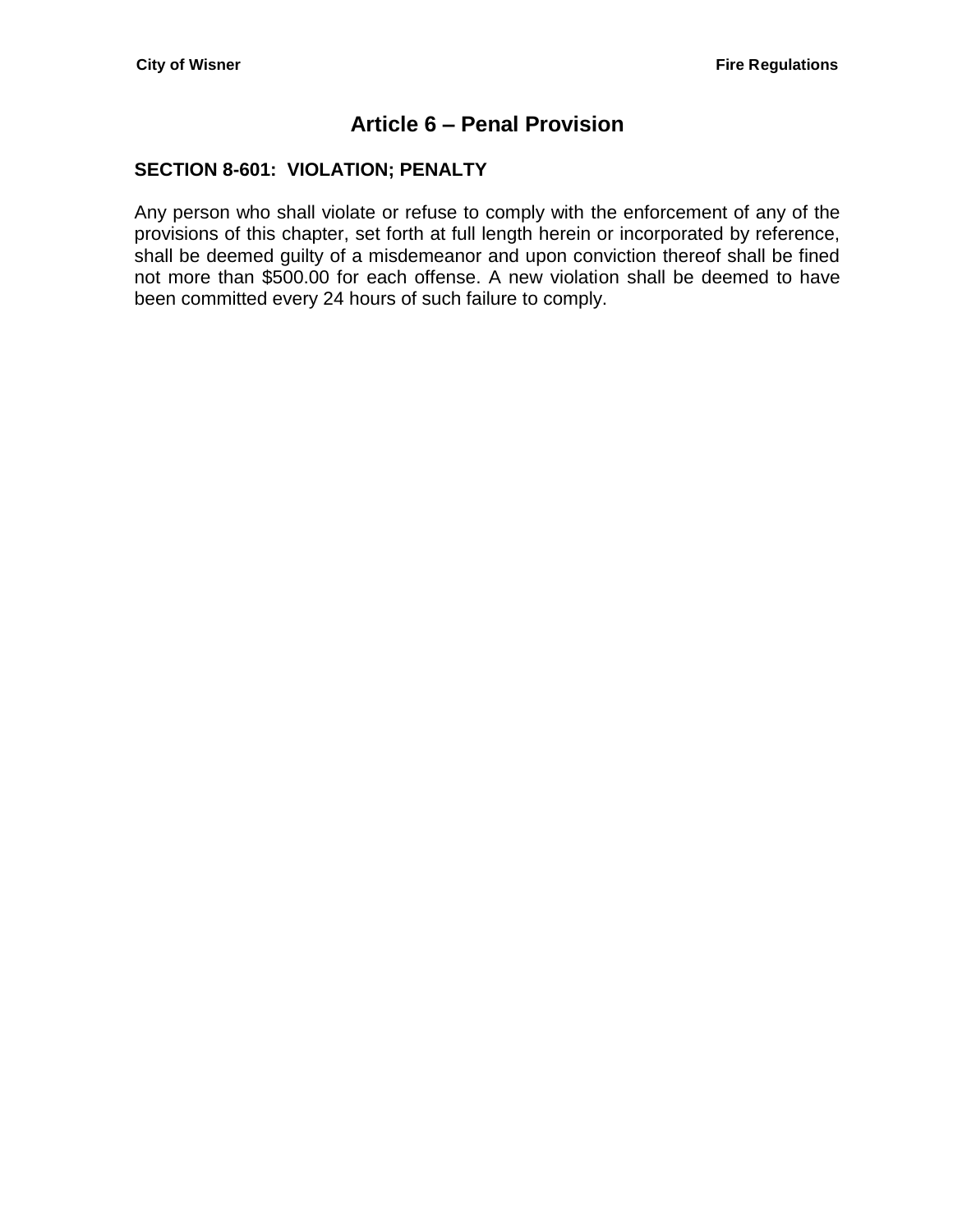# Article 6 – Penal Provision

## SECTION 8-601: VIOLATION; PENALTY

Any person who shall violate or refuse to comply with the enforcement of any of the provisions of this chapter, set forth at full length herein or incorporated by reference, shall be deemed guilty of a misdemeanor and upon conviction thereof shall be fined not more than $500.00 for each offense. A new violation shall be deemed to have been committed every 24 hours of such failure to comply.